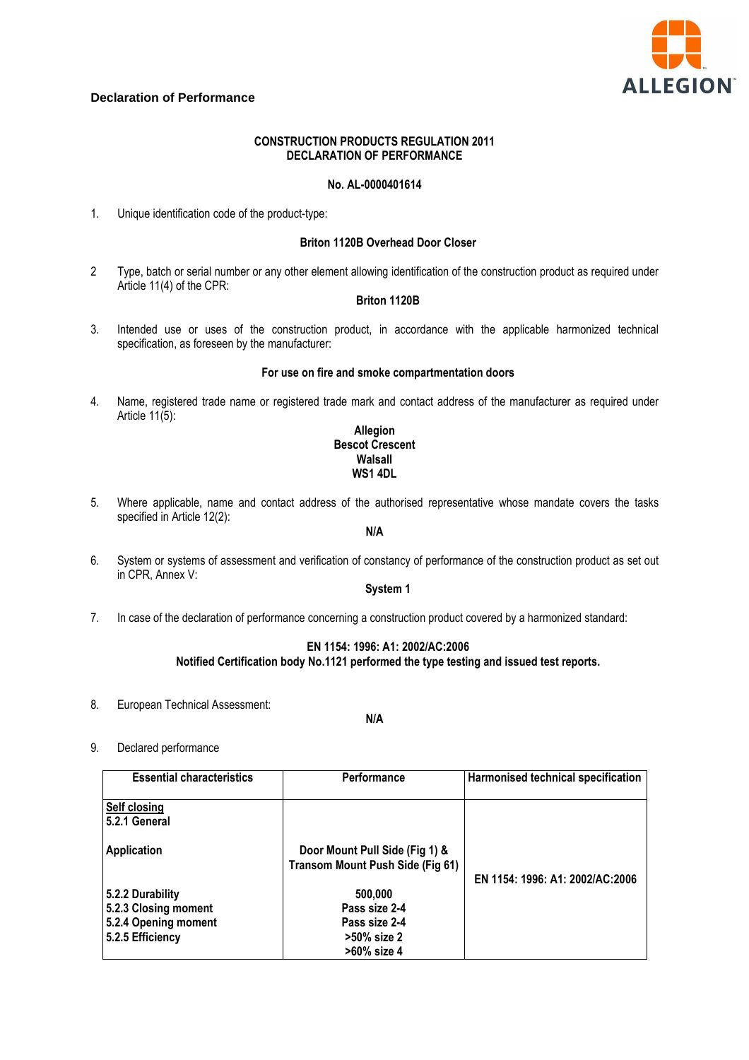## Declaration of Performance

**CONSTRUCTION PRODUCTS REGULATION 2011**
**DECLARATION OF PERFORMANCE**

**No. AL-0000401614**

1. Unique identification code of the product-type:

   **Briton 1120B Overhead Door Closer**

2. Type, batch or serial number or any other element allowing identification of the construction product as required under Article 11(4) of the CPR:

   **Briton 1120B**

3. Intended use or uses of the construction product, in accordance with the applicable harmonized technical specification, as foreseen by the manufacturer:

   **For use on fire and smoke compartmentation doors**

4. Name, registered trade name or registered trade mark and contact address of the manufacturer as required under Article 11(5):

   **Allegion**
   **Bescot Crescent**
   **Walsall**
   **WS1 4DL**

5. Where applicable, name and contact address of the authorised representative whose mandate covers the tasks specified in Article 12(2):

   **N/A**

6. System or systems of assessment and verification of constancy of performance of the construction product as set out in CPR, Annex V:

   **System 1**

7. In case of the declaration of performance concerning a construction product covered by a harmonized standard:

   **EN 1154: 1996: A1: 2002/AC:2006**
   **Notified Certification body No.1121 performed the type testing and issued test reports.**

8. European Technical Assessment:

   **N/A**

9. Declared performance

| Essential characteristics | Performance | Harmonised technical specification |
|---|---|---|
| **Self closing**<br>**5.2.1 General** | | |
| **Application** | **Door Mount Pull Side (Fig 1) & Transom Mount Push Side (Fig 61)** | **EN 1154: 1996: A1: 2002/AC:2006** |
| **5.2.2 Durability** | **500,000** | |
| **5.2.3 Closing moment** | **Pass size 2-4** | |
| **5.2.4 Opening moment** | **Pass size 2-4** | |
| **5.2.5 Efficiency** | **>50% size 2**<br>**>60% size 4** | |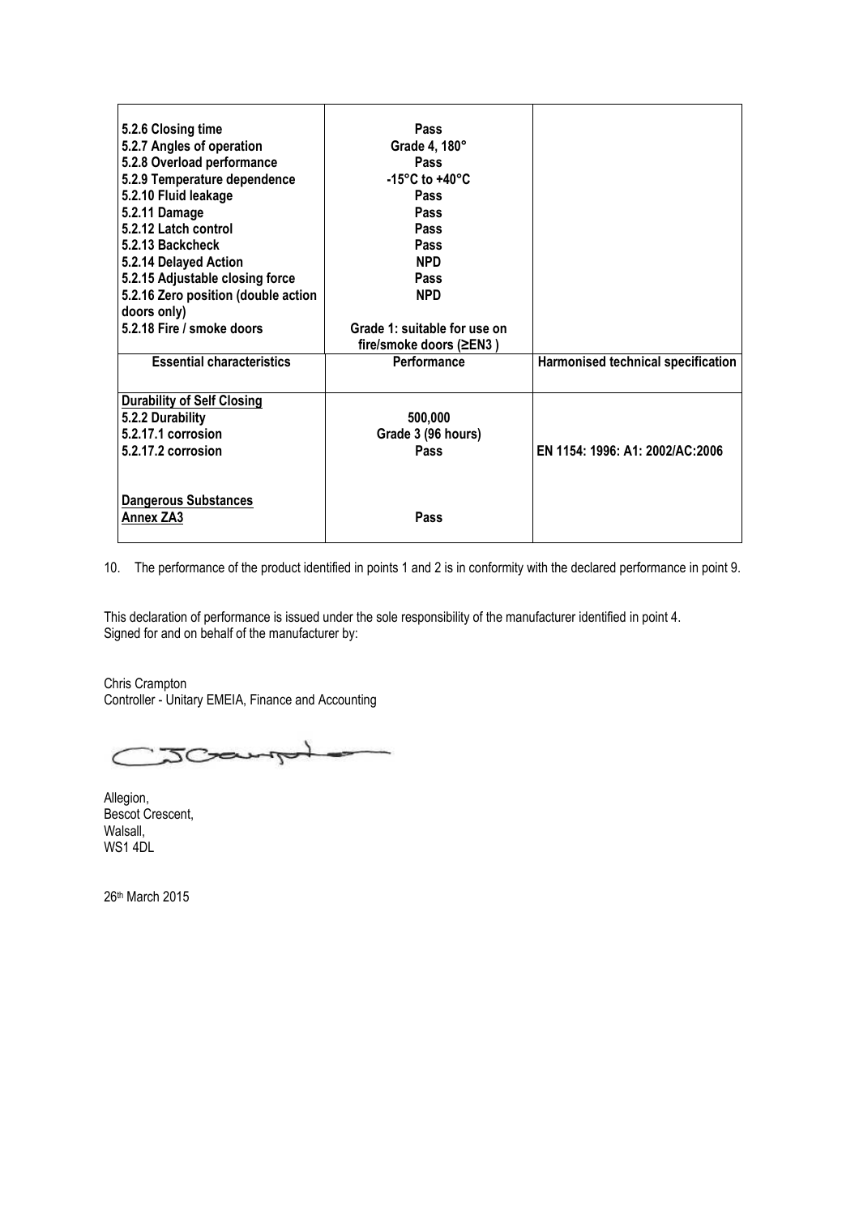| | | |
|---|---|---|
| **5.2.6 Closing time**<br>**5.2.7 Angles of operation**<br>**5.2.8 Overload performance**<br>**5.2.9 Temperature dependence**<br>**5.2.10 Fluid leakage**<br>**5.2.11 Damage**<br>**5.2.12 Latch control**<br>**5.2.13 Backcheck**<br>**5.2.14 Delayed Action**<br>**5.2.15 Adjustable closing force**<br>**5.2.16 Zero position (double action doors only)**<br>**5.2.18 Fire / smoke doors** | **Pass**<br>**Grade 4, 180°**<br>**Pass**<br>**-15°C to +40°C**<br>**Pass**<br>**Pass**<br>**Pass**<br>**Pass**<br>**NPD**<br>**Pass**<br>**NPD**<br><br>**Grade 1: suitable for use on fire/smoke doors (≥EN3 )** | |
| **Essential characteristics** | **Performance** | **Harmonised technical specification** |
| **<u>Durability of Self Closing</u>**<br>**5.2.2 Durability**<br>**5.2.17.1 corrosion**<br>**5.2.17.2 corrosion**<br><br>**<u>Dangerous Substances</u>**<br>**<u>Annex ZA3</u>** | <br>**500,000**<br>**Grade 3 (96 hours)**<br>**Pass**<br><br><br>**Pass** | <br><br><br>**EN 1154: 1996: A1: 2002/AC:2006** |

10. The performance of the product identified in points 1 and 2 is in conformity with the declared performance in point 9.

This declaration of performance is issued under the sole responsibility of the manufacturer identified in point 4.
Signed for and on behalf of the manufacturer by:

Chris Crampton
Controller - Unitary EMEIA, Finance and Accounting

Allegion,
Bescot Crescent,
Walsall,
WS1 4DL

26th March 2015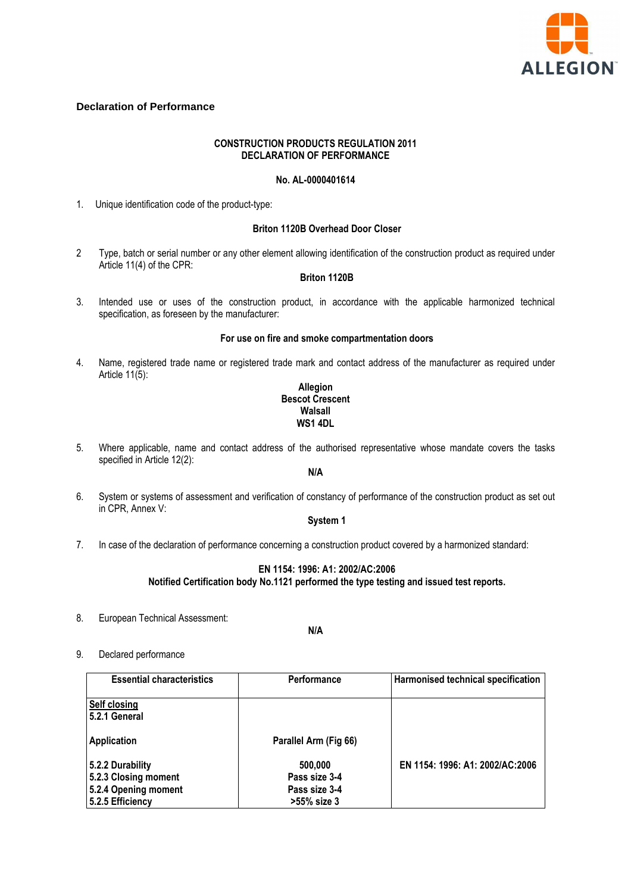## Declaration of Performance

**CONSTRUCTION PRODUCTS REGULATION 2011**
**DECLARATION OF PERFORMANCE**

**No. AL-0000401614**

1. Unique identification code of the product-type:

**Briton 1120B Overhead Door Closer**

2. Type, batch or serial number or any other element allowing identification of the construction product as required under Article 11(4) of the CPR:

**Briton 1120B**

3. Intended use or uses of the construction product, in accordance with the applicable harmonized technical specification, as foreseen by the manufacturer:

**For use on fire and smoke compartmentation doors**

4. Name, registered trade name or registered trade mark and contact address of the manufacturer as required under Article 11(5):

**Allegion**
**Bescot Crescent**
**Walsall**
**WS1 4DL**

5. Where applicable, name and contact address of the authorised representative whose mandate covers the tasks specified in Article 12(2):

**N/A**

6. System or systems of assessment and verification of constancy of performance of the construction product as set out in CPR, Annex V:

**System 1**

7. In case of the declaration of performance concerning a construction product covered by a harmonized standard:

**EN 1154: 1996: A1: 2002/AC:2006**
**Notified Certification body No.1121 performed the type testing and issued test reports.**

8. European Technical Assessment:

**N/A**

9. Declared performance

| Essential characteristics | Performance | Harmonised technical specification |
|---|---|---|
| **Self closing**<br>**5.2.1 General** | | |
| **Application** | **Parallel Arm (Fig 66)** | |
| **5.2.2 Durability** | **500,000** | **EN 1154: 1996: A1: 2002/AC:2006** |
| **5.2.3 Closing moment** | **Pass size 3-4** | |
| **5.2.4 Opening moment** | **Pass size 3-4** | |
| **5.2.5 Efficiency** | **>55% size 3** | |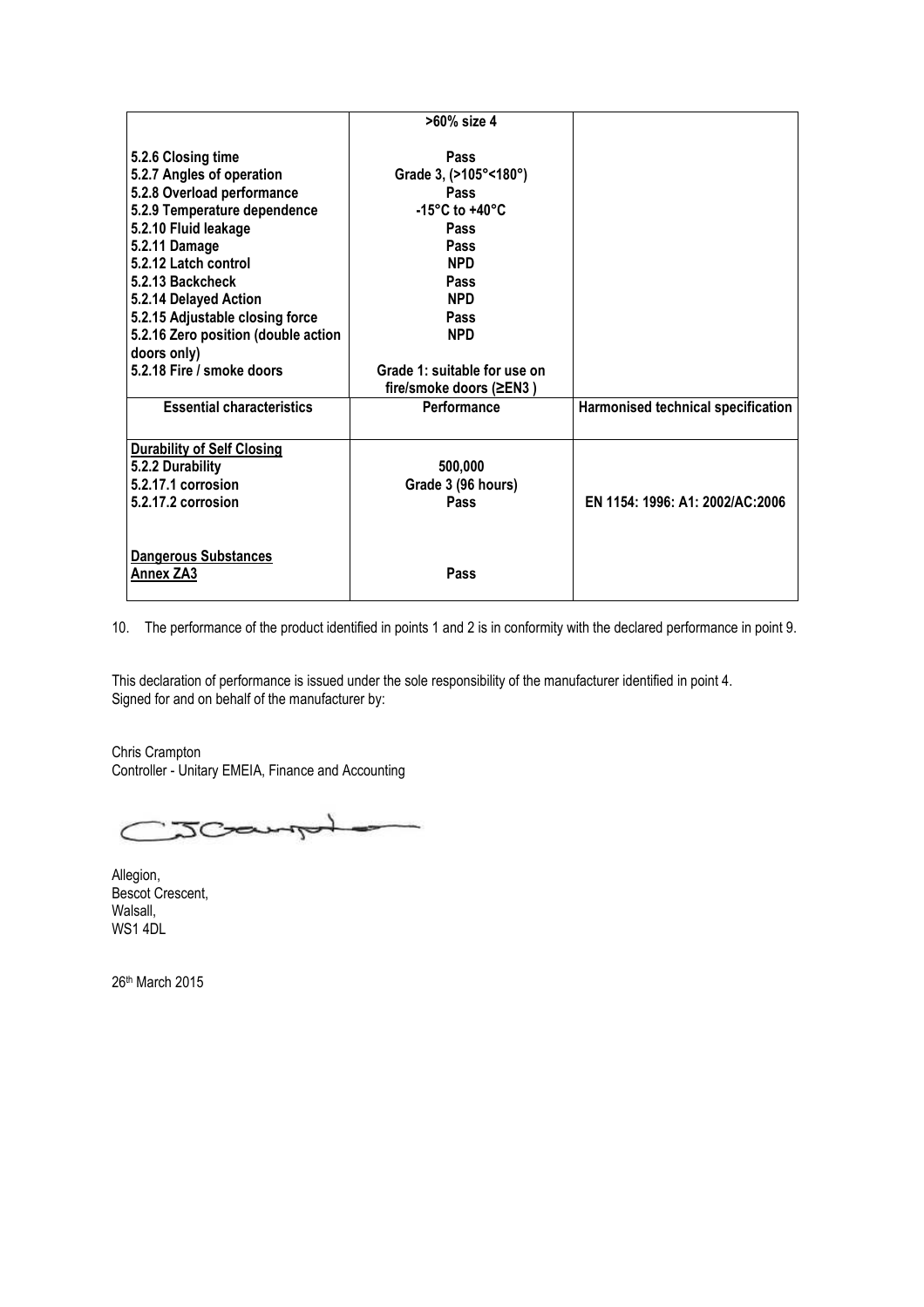| | | |
|---|---|---|
| | **>60% size 4** | |
| **5.2.6 Closing time**<br>**5.2.7 Angles of operation**<br>**5.2.8 Overload performance**<br>**5.2.9 Temperature dependence**<br>**5.2.10 Fluid leakage**<br>**5.2.11 Damage**<br>**5.2.12 Latch control**<br>**5.2.13 Backcheck**<br>**5.2.14 Delayed Action**<br>**5.2.15 Adjustable closing force**<br>**5.2.16 Zero position (double action doors only)**<br>**5.2.18 Fire / smoke doors** | **Pass**<br>**Grade 3, (>105°<180°)**<br>**Pass**<br>**-15°C to +40°C**<br>**Pass**<br>**Pass**<br>**NPD**<br>**Pass**<br>**NPD**<br>**Pass**<br>**NPD**<br><br>**Grade 1: suitable for use on fire/smoke doors (≥EN3 )** | |
| **Essential characteristics** | **Performance** | **Harmonised technical specification** |
| **Durability of Self Closing**<br>**5.2.2 Durability**<br>**5.2.17.1 corrosion**<br>**5.2.17.2 corrosion**<br><br>**Dangerous Substances**<br>**Annex ZA3** | <br>**500,000**<br>**Grade 3 (96 hours)**<br>**Pass**<br><br><br>**Pass** | <br><br><br>**EN 1154: 1996: A1: 2002/AC:2006** |

10. The performance of the product identified in points 1 and 2 is in conformity with the declared performance in point 9.

This declaration of performance is issued under the sole responsibility of the manufacturer identified in point 4.
Signed for and on behalf of the manufacturer by:

Chris Crampton
Controller - Unitary EMEIA, Finance and Accounting

Allegion,
Bescot Crescent,
Walsall,
WS1 4DL

26th March 2015